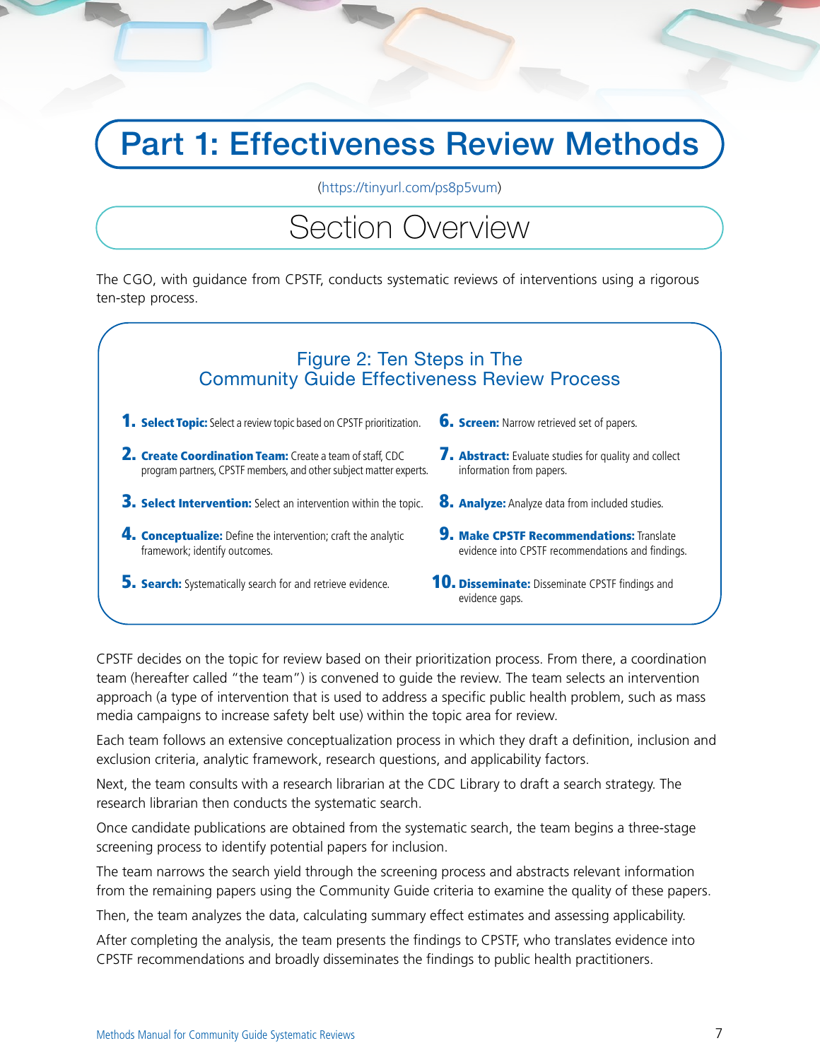# Part 1: Effectiveness Review Methods

(https://tinyurl.com/ps8p5vum)

## Section Overview

The CGO, with guidance from CPSTF, conducts systematic reviews of interventions using a rigorous ten-step process.

### Figure 2: Ten Steps in The Community Guide Effectiveness Review Process

1. **Select Topic:** Select a review topic based on CPSTF prioritization.
2. **Create Coordination Team:** Create a team of staff, CDC program partners, CPSTF members, and other subject matter experts.
3. **Select Intervention:** Select an intervention within the topic.
4. **Conceptualize:** Define the intervention; craft the analytic framework; identify outcomes.
5. **Search:** Systematically search for and retrieve evidence.
6. **Screen:** Narrow retrieved set of papers.
7. **Abstract:** Evaluate studies for quality and collect information from papers.
8. **Analyze:** Analyze data from included studies.
9. **Make CPSTF Recommendations:** Translate evidence into CPSTF recommendations and findings.
10. **Disseminate:** Disseminate CPSTF findings and evidence gaps.

CPSTF decides on the topic for review based on their prioritization process. From there, a coordination team (hereafter called "the team") is convened to guide the review. The team selects an intervention approach (a type of intervention that is used to address a specific public health problem, such as mass media campaigns to increase safety belt use) within the topic area for review.

Each team follows an extensive conceptualization process in which they draft a definition, inclusion and exclusion criteria, analytic framework, research questions, and applicability factors.

Next, the team consults with a research librarian at the CDC Library to draft a search strategy. The research librarian then conducts the systematic search.

Once candidate publications are obtained from the systematic search, the team begins a three-stage screening process to identify potential papers for inclusion.

The team narrows the search yield through the screening process and abstracts relevant information from the remaining papers using the Community Guide criteria to examine the quality of these papers.

Then, the team analyzes the data, calculating summary effect estimates and assessing applicability.

After completing the analysis, the team presents the findings to CPSTF, who translates evidence into CPSTF recommendations and broadly disseminates the findings to public health practitioners.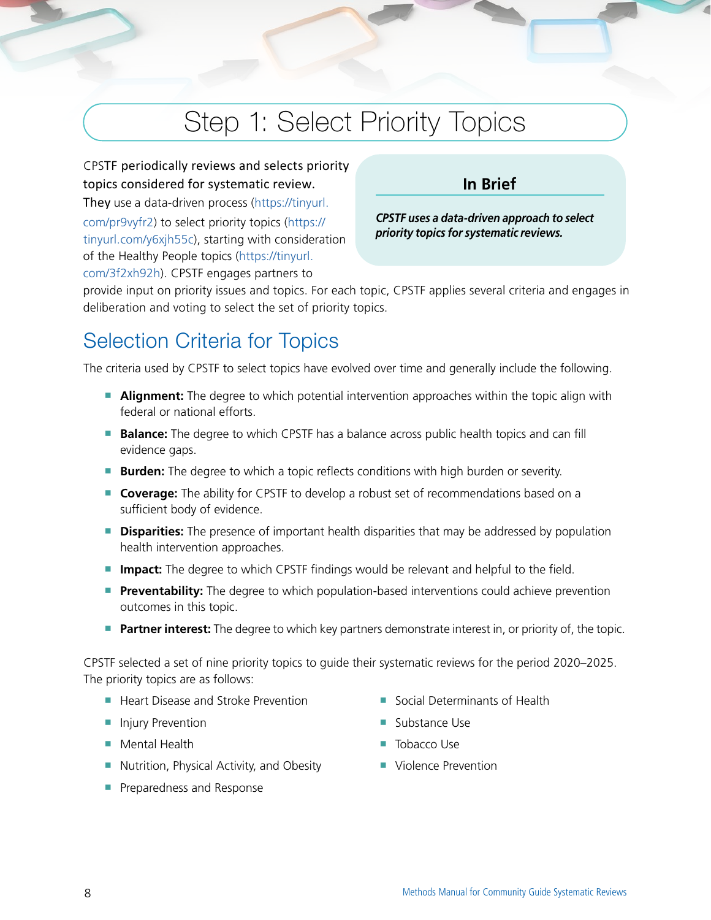# Step 1: Select Priority Topics

CPSTF periodically reviews and selects priority topics considered for systematic review. They use a data-driven process (https://tinyurl.com/pr9vyfr2) to select priority topics (https://tinyurl.com/y6xjh55c), starting with consideration of the Healthy People topics (https://tinyurl.com/3f2xh92h). CPSTF engages partners to provide input on priority issues and topics. For each topic, CPSTF applies several criteria and engages in deliberation and voting to select the set of priority topics.

> **In Brief**
>
> ***CPSTF uses a data-driven approach to select priority topics for systematic reviews.***

## Selection Criteria for Topics

The criteria used by CPSTF to select topics have evolved over time and generally include the following.

- **Alignment:** The degree to which potential intervention approaches within the topic align with federal or national efforts.
- **Balance:** The degree to which CPSTF has a balance across public health topics and can fill evidence gaps.
- **Burden:** The degree to which a topic reflects conditions with high burden or severity.
- **Coverage:** The ability for CPSTF to develop a robust set of recommendations based on a sufficient body of evidence.
- **Disparities:** The presence of important health disparities that may be addressed by population health intervention approaches.
- **Impact:** The degree to which CPSTF findings would be relevant and helpful to the field.
- **Preventability:** The degree to which population-based interventions could achieve prevention outcomes in this topic.
- **Partner interest:** The degree to which key partners demonstrate interest in, or priority of, the topic.

CPSTF selected a set of nine priority topics to guide their systematic reviews for the period 2020–2025. The priority topics are as follows:

- Heart Disease and Stroke Prevention
- Injury Prevention
- Mental Health
- Nutrition, Physical Activity, and Obesity
- Preparedness and Response
- Social Determinants of Health
- Substance Use
- Tobacco Use
- Violence Prevention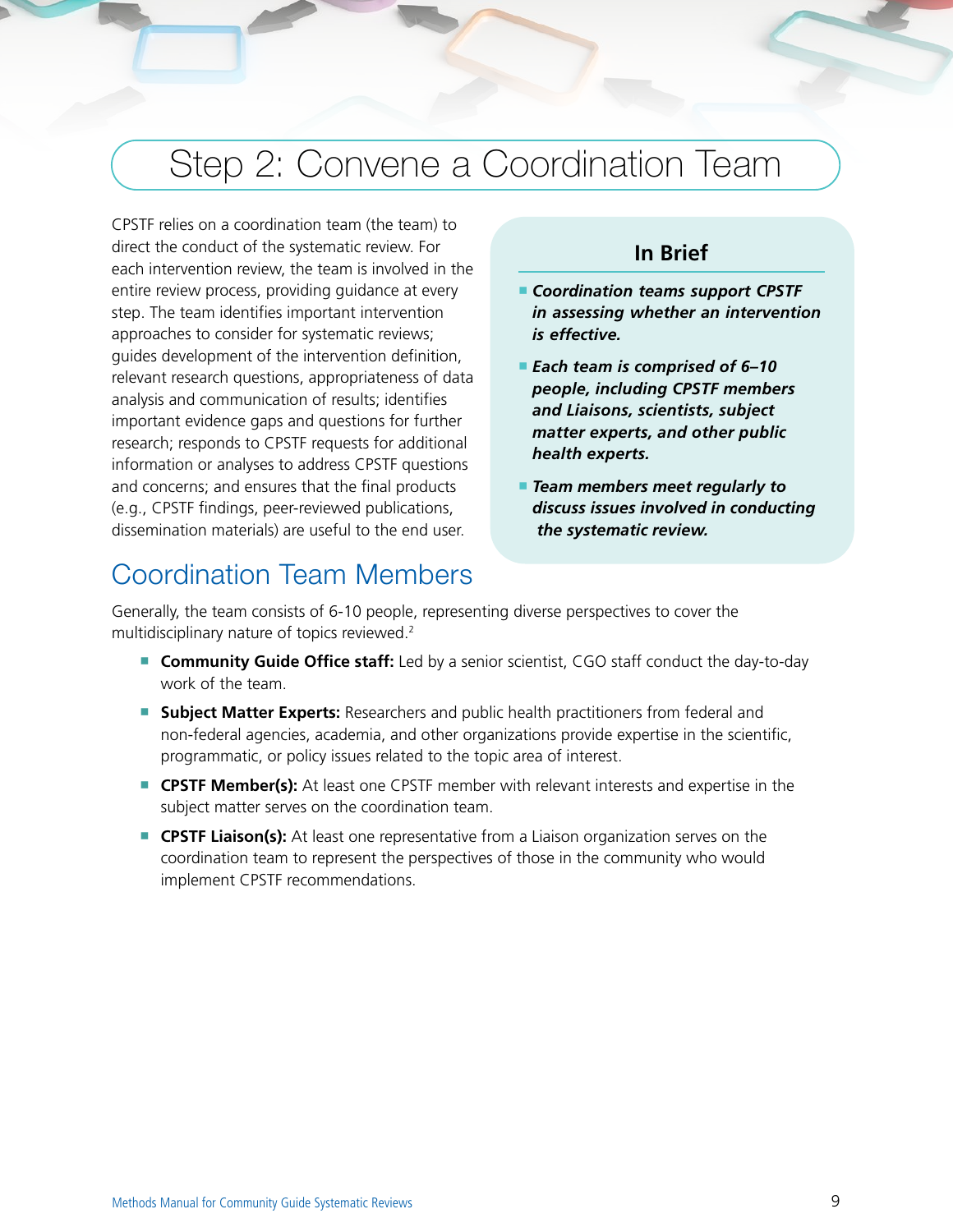# Step 2: Convene a Coordination Team

CPSTF relies on a coordination team (the team) to direct the conduct of the systematic review. For each intervention review, the team is involved in the entire review process, providing guidance at every step. The team identifies important intervention approaches to consider for systematic reviews; guides development of the intervention definition, relevant research questions, appropriateness of data analysis and communication of results; identifies important evidence gaps and questions for further research; responds to CPSTF requests for additional information or analyses to address CPSTF questions and concerns; and ensures that the final products (e.g., CPSTF findings, peer-reviewed publications, dissemination materials) are useful to the end user.

### In Brief

- ***Coordination teams support CPSTF in assessing whether an intervention is effective.***
- ***Each team is comprised of 6–10 people, including CPSTF members and Liaisons, scientists, subject matter experts, and other public health experts.***
- ***Team members meet regularly to discuss issues involved in conducting the systematic review.***

## Coordination Team Members

Generally, the team consists of 6-10 people, representing diverse perspectives to cover the multidisciplinary nature of topics reviewed.[2]

- **Community Guide Office staff:** Led by a senior scientist, CGO staff conduct the day-to-day work of the team.
- **Subject Matter Experts:** Researchers and public health practitioners from federal and non-federal agencies, academia, and other organizations provide expertise in the scientific, programmatic, or policy issues related to the topic area of interest.
- **CPSTF Member(s):** At least one CPSTF member with relevant interests and expertise in the subject matter serves on the coordination team.
- **CPSTF Liaison(s):** At least one representative from a Liaison organization serves on the coordination team to represent the perspectives of those in the community who would implement CPSTF recommendations.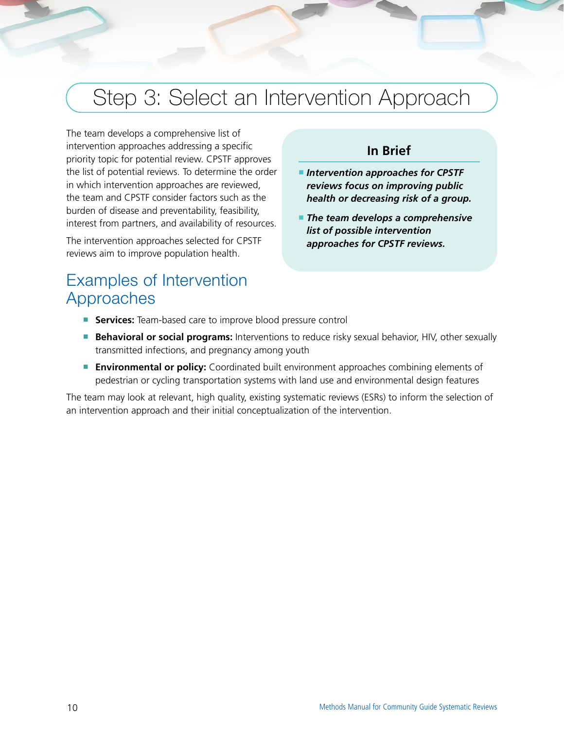# Step 3: Select an Intervention Approach

The team develops a comprehensive list of intervention approaches addressing a specific priority topic for potential review. CPSTF approves the list of potential reviews. To determine the order in which intervention approaches are reviewed, the team and CPSTF consider factors such as the burden of disease and preventability, feasibility, interest from partners, and availability of resources.

The intervention approaches selected for CPSTF reviews aim to improve population health.

### In Brief

- ***Intervention approaches for CPSTF reviews focus on improving public health or decreasing risk of a group.***
- ***The team develops a comprehensive list of possible intervention approaches for CPSTF reviews.***

## Examples of Intervention Approaches

- **Services:** Team-based care to improve blood pressure control
- **Behavioral or social programs:** Interventions to reduce risky sexual behavior, HIV, other sexually transmitted infections, and pregnancy among youth
- **Environmental or policy:** Coordinated built environment approaches combining elements of pedestrian or cycling transportation systems with land use and environmental design features

The team may look at relevant, high quality, existing systematic reviews (ESRs) to inform the selection of an intervention approach and their initial conceptualization of the intervention.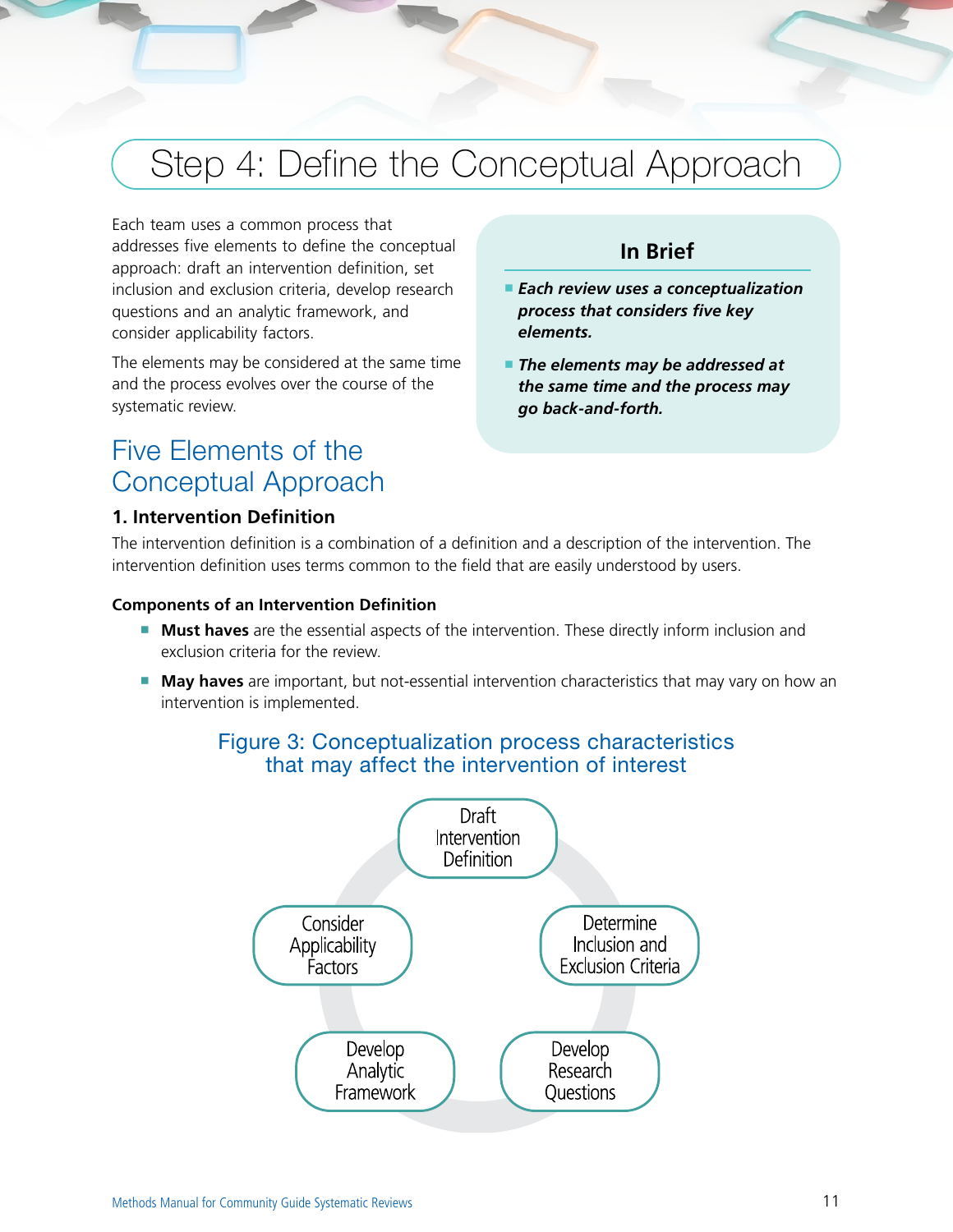# Step 4: Define the Conceptual Approach

Each team uses a common process that addresses five elements to define the conceptual approach: draft an intervention definition, set inclusion and exclusion criteria, develop research questions and an analytic framework, and consider applicability factors.

The elements may be considered at the same time and the process evolves over the course of the systematic review.

> **In Brief**
>
> - ***Each review uses a conceptualization process that considers five key elements.***
> - ***The elements may be addressed at the same time and the process may go back-and-forth.***

## Five Elements of the Conceptual Approach

### 1. Intervention Definition

The intervention definition is a combination of a definition and a description of the intervention. The intervention definition uses terms common to the field that are easily understood by users.

**Components of an Intervention Definition**

- **Must haves** are the essential aspects of the intervention. These directly inform inclusion and exclusion criteria for the review.
- **May haves** are important, but not-essential intervention characteristics that may vary on how an intervention is implemented.

Figure 3: Conceptualization process characteristics that may affect the intervention of interest

Draft Intervention Definition

Determine Inclusion and Exclusion Criteria

Develop Research Questions

Develop Analytic Framework

Consider Applicability Factors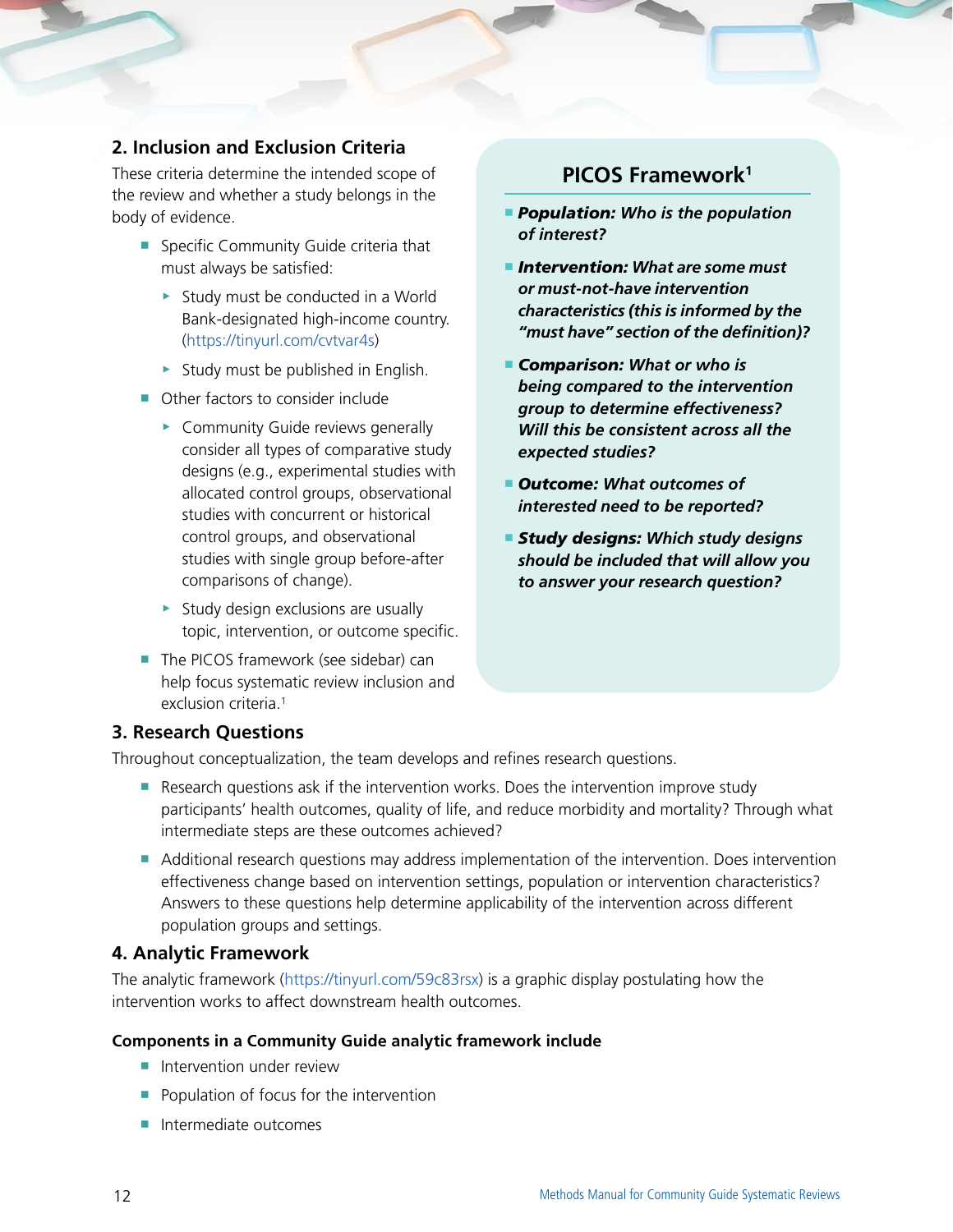## 2. Inclusion and Exclusion Criteria

These criteria determine the intended scope of the review and whether a study belongs in the body of evidence.

- Specific Community Guide criteria that must always be satisfied:
  - Study must be conducted in a World Bank-designated high-income country. (https://tinyurl.com/cvtvar4s)
  - Study must be published in English.
- Other factors to consider include
  - Community Guide reviews generally consider all types of comparative study designs (e.g., experimental studies with allocated control groups, observational studies with concurrent or historical control groups, and observational studies with single group before-after comparisons of change).
  - Study design exclusions are usually topic, intervention, or outcome specific.
- The PICOS framework (see sidebar) can help focus systematic review inclusion and exclusion criteria.[1]

### PICOS Framework[1]

- ***Population:*** ***Who is the population of interest?***
- ***Intervention:*** ***What are some must or must-not-have intervention characteristics (this is informed by the "must have" section of the definition)?***
- ***Comparison:*** ***What or who is being compared to the intervention group to determine effectiveness? Will this be consistent across all the expected studies?***
- ***Outcome:*** ***What outcomes of interested need to be reported?***
- ***Study designs:*** ***Which study designs should be included that will allow you to answer your research question?***

## 3. Research Questions

Throughout conceptualization, the team develops and refines research questions.

- Research questions ask if the intervention works. Does the intervention improve study participants' health outcomes, quality of life, and reduce morbidity and mortality? Through what intermediate steps are these outcomes achieved?
- Additional research questions may address implementation of the intervention. Does intervention effectiveness change based on intervention settings, population or intervention characteristics? Answers to these questions help determine applicability of the intervention across different population groups and settings.

## 4. Analytic Framework

The analytic framework (https://tinyurl.com/59c83rsx) is a graphic display postulating how the intervention works to affect downstream health outcomes.

**Components in a Community Guide analytic framework include**

- Intervention under review
- Population of focus for the intervention
- Intermediate outcomes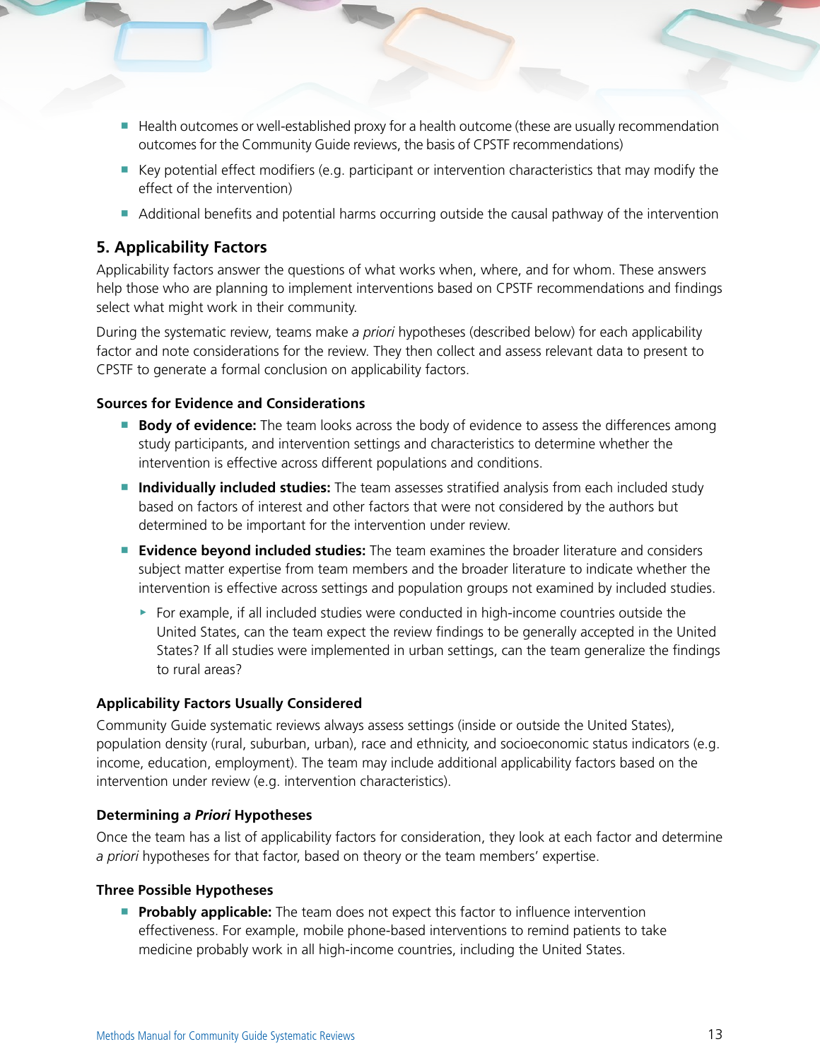- Health outcomes or well-established proxy for a health outcome (these are usually recommendation outcomes for the Community Guide reviews, the basis of CPSTF recommendations)
- Key potential effect modifiers (e.g. participant or intervention characteristics that may modify the effect of the intervention)
- Additional benefits and potential harms occurring outside the causal pathway of the intervention

## 5. Applicability Factors

Applicability factors answer the questions of what works when, where, and for whom. These answers help those who are planning to implement interventions based on CPSTF recommendations and findings select what might work in their community.

During the systematic review, teams make *a priori* hypotheses (described below) for each applicability factor and note considerations for the review. They then collect and assess relevant data to present to CPSTF to generate a formal conclusion on applicability factors.

### Sources for Evidence and Considerations

- **Body of evidence:** The team looks across the body of evidence to assess the differences among study participants, and intervention settings and characteristics to determine whether the intervention is effective across different populations and conditions.
- **Individually included studies:** The team assesses stratified analysis from each included study based on factors of interest and other factors that were not considered by the authors but determined to be important for the intervention under review.
- **Evidence beyond included studies:** The team examines the broader literature and considers subject matter expertise from team members and the broader literature to indicate whether the intervention is effective across settings and population groups not examined by included studies.
  - For example, if all included studies were conducted in high-income countries outside the United States, can the team expect the review findings to be generally accepted in the United States? If all studies were implemented in urban settings, can the team generalize the findings to rural areas?

### Applicability Factors Usually Considered

Community Guide systematic reviews always assess settings (inside or outside the United States), population density (rural, suburban, urban), race and ethnicity, and socioeconomic status indicators (e.g. income, education, employment). The team may include additional applicability factors based on the intervention under review (e.g. intervention characteristics).

### Determining *a Priori* Hypotheses

Once the team has a list of applicability factors for consideration, they look at each factor and determine *a priori* hypotheses for that factor, based on theory or the team members' expertise.

### Three Possible Hypotheses

- **Probably applicable:** The team does not expect this factor to influence intervention effectiveness. For example, mobile phone-based interventions to remind patients to take medicine probably work in all high-income countries, including the United States.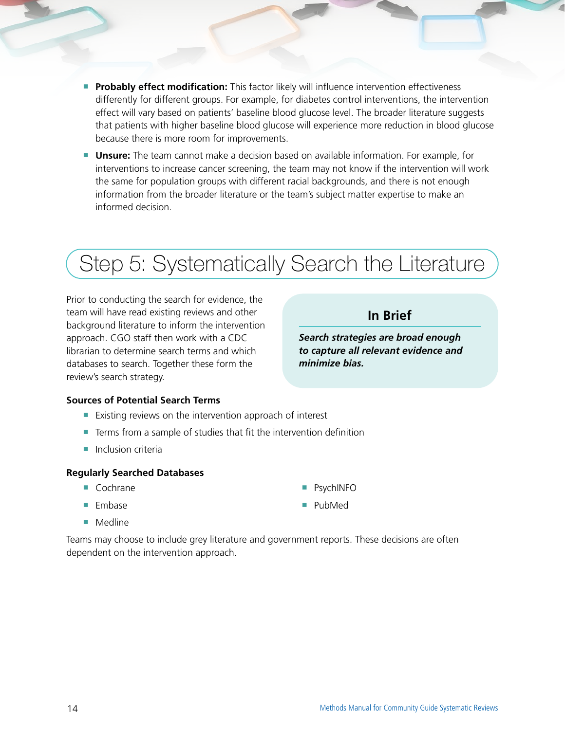- **Probably effect modification:** This factor likely will influence intervention effectiveness differently for different groups. For example, for diabetes control interventions, the intervention effect will vary based on patients' baseline blood glucose level. The broader literature suggests that patients with higher baseline blood glucose will experience more reduction in blood glucose because there is more room for improvements.
- **Unsure:** The team cannot make a decision based on available information. For example, for interventions to increase cancer screening, the team may not know if the intervention will work the same for population groups with different racial backgrounds, and there is not enough information from the broader literature or the team's subject matter expertise to make an informed decision.

## Step 5: Systematically Search the Literature

Prior to conducting the search for evidence, the team will have read existing reviews and other background literature to inform the intervention approach. CGO staff then work with a CDC librarian to determine search terms and which databases to search. Together these form the review's search strategy.

> **In Brief**
>
> ***Search strategies are broad enough to capture all relevant evidence and minimize bias.***

### Sources of Potential Search Terms

- Existing reviews on the intervention approach of interest
- Terms from a sample of studies that fit the intervention definition
- Inclusion criteria

### Regularly Searched Databases

- Cochrane
- Embase
- Medline
- PsychINFO
- PubMed

Teams may choose to include grey literature and government reports. These decisions are often dependent on the intervention approach.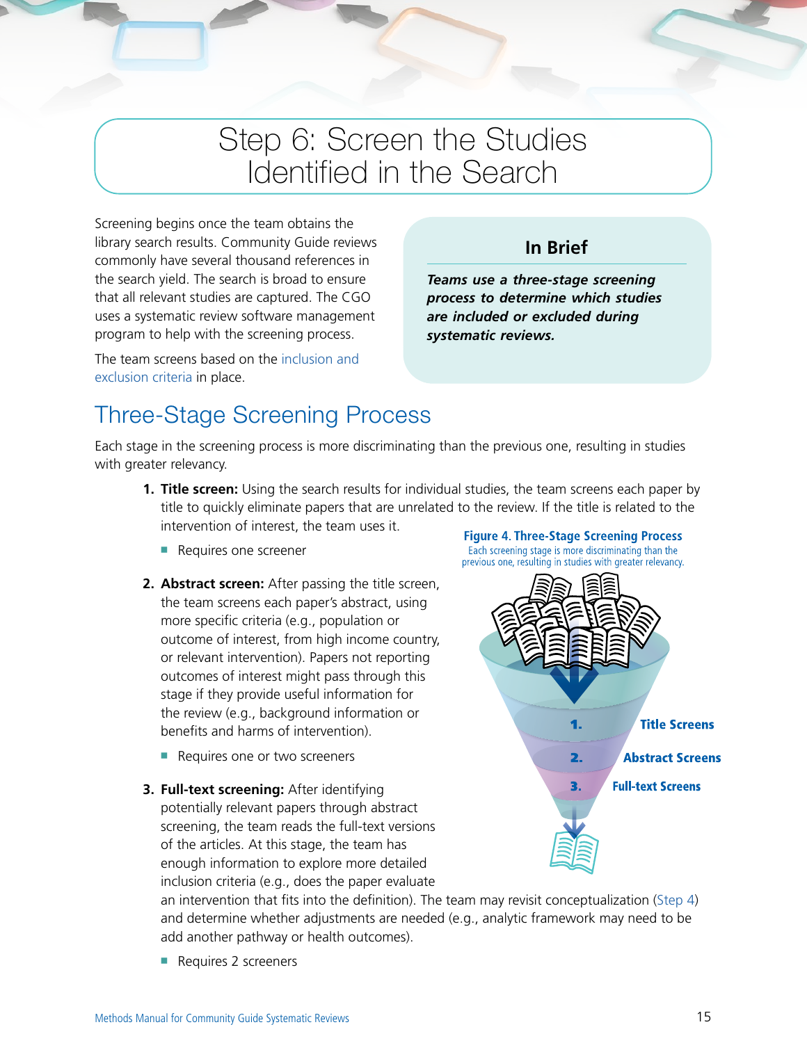# Step 6: Screen the Studies Identified in the Search

Screening begins once the team obtains the library search results. Community Guide reviews commonly have several thousand references in the search yield. The search is broad to ensure that all relevant studies are captured. The CGO uses a systematic review software management program to help with the screening process.

The team screens based on the inclusion and exclusion criteria in place.

## In Brief

***Teams use a three-stage screening process to determine which studies are included or excluded during systematic reviews.***

## Three-Stage Screening Process

Each stage in the screening process is more discriminating than the previous one, resulting in studies with greater relevancy.

1. **Title screen:** Using the search results for individual studies, the team screens each paper by title to quickly eliminate papers that are unrelated to the review. If the title is related to the intervention of interest, the team uses it.
   - Requires one screener
2. **Abstract screen:** After passing the title screen, the team screens each paper's abstract, using more specific criteria (e.g., population or outcome of interest, from high income country, or relevant intervention). Papers not reporting outcomes of interest might pass through this stage if they provide useful information for the review (e.g., background information or benefits and harms of intervention).
   - Requires one or two screeners
3. **Full-text screening:** After identifying potentially relevant papers through abstract screening, the team reads the full-text versions of the articles. At this stage, the team has enough information to explore more detailed inclusion criteria (e.g., does the paper evaluate an intervention that fits into the definition). The team may revisit conceptualization (Step 4) and determine whether adjustments are needed (e.g., analytic framework may need to be add another pathway or health outcomes).
   - Requires 2 screeners

**Figure 4. Three-Stage Screening Process**
Each screening stage is more discriminating than the previous one, resulting in studies with greater relevancy.

1. Title Screens
2. Abstract Screens
3. Full-text Screens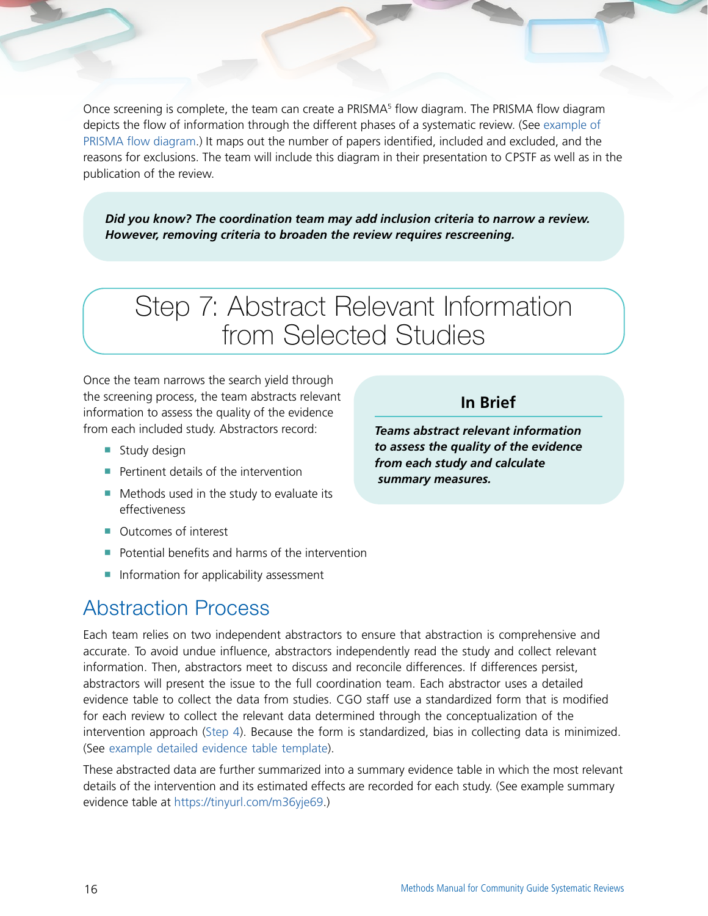Once screening is complete, the team can create a PRISMA[5] flow diagram. The PRISMA flow diagram depicts the flow of information through the different phases of a systematic review. (See example of PRISMA flow diagram.) It maps out the number of papers identified, included and excluded, and the reasons for exclusions. The team will include this diagram in their presentation to CPSTF as well as in the publication of the review.

> ***Did you know? The coordination team may add inclusion criteria to narrow a review. However, removing criteria to broaden the review requires rescreening.***

# Step 7: Abstract Relevant Information from Selected Studies

Once the team narrows the search yield through the screening process, the team abstracts relevant information to assess the quality of the evidence from each included study. Abstractors record:

- Study design
- Pertinent details of the intervention
- Methods used in the study to evaluate its effectiveness
- Outcomes of interest
- Potential benefits and harms of the intervention
- Information for applicability assessment

> **In Brief**
>
> ***Teams abstract relevant information to assess the quality of the evidence from each study and calculate summary measures.***

## Abstraction Process

Each team relies on two independent abstractors to ensure that abstraction is comprehensive and accurate. To avoid undue influence, abstractors independently read the study and collect relevant information. Then, abstractors meet to discuss and reconcile differences. If differences persist, abstractors will present the issue to the full coordination team. Each abstractor uses a detailed evidence table to collect the data from studies. CGO staff use a standardized form that is modified for each review to collect the relevant data determined through the conceptualization of the intervention approach (Step 4). Because the form is standardized, bias in collecting data is minimized. (See example detailed evidence table template).

These abstracted data are further summarized into a summary evidence table in which the most relevant details of the intervention and its estimated effects are recorded for each study. (See example summary evidence table at https://tinyurl.com/m36yje69.)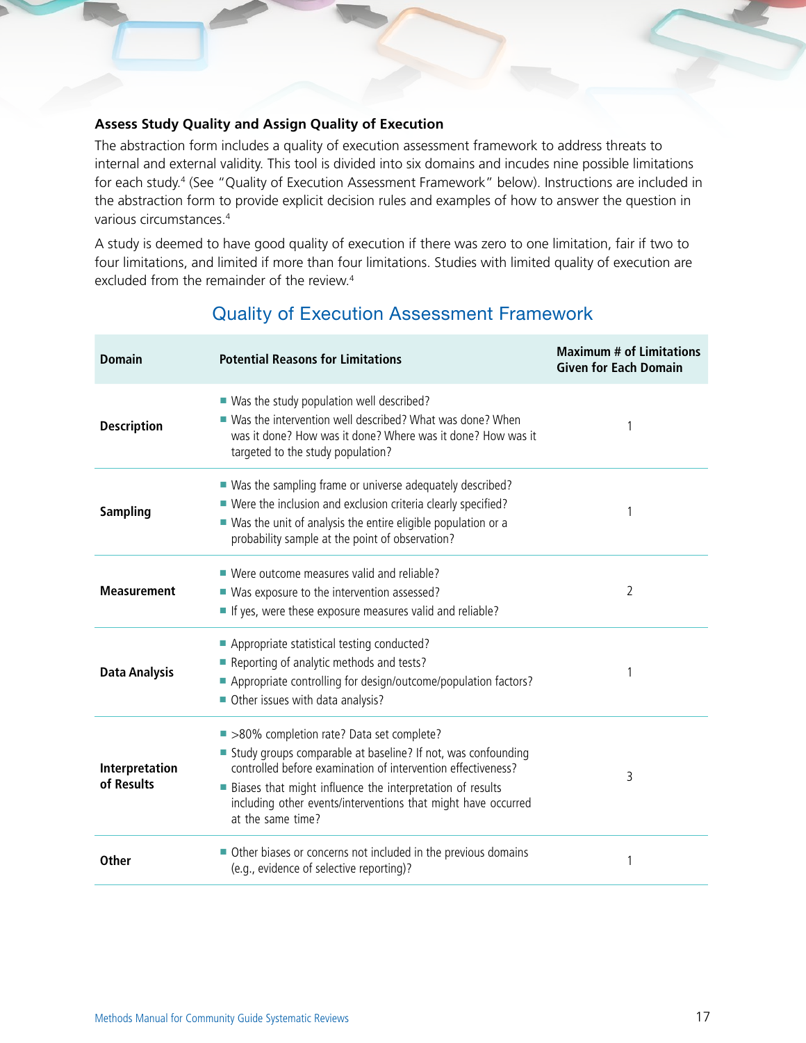### Assess Study Quality and Assign Quality of Execution

The abstraction form includes a quality of execution assessment framework to address threats to internal and external validity. This tool is divided into six domains and incudes nine possible limitations for each study.[4] (See "Quality of Execution Assessment Framework" below). Instructions are included in the abstraction form to provide explicit decision rules and examples of how to answer the question in various circumstances.[4]

A study is deemed to have good quality of execution if there was zero to one limitation, fair if two to four limitations, and limited if more than four limitations. Studies with limited quality of execution are excluded from the remainder of the review.[4]

## Quality of Execution Assessment Framework

| Domain | Potential Reasons for Limitations | Maximum # of Limitations Given for Each Domain |
|---|---|---|
| **Description** | ■ Was the study population well described?<br>■ Was the intervention well described? What was done? When was it done? How was it done? Where was it done? How was it targeted to the study population? | 1 |
| **Sampling** | ■ Was the sampling frame or universe adequately described?<br>■ Were the inclusion and exclusion criteria clearly specified?<br>■ Was the unit of analysis the entire eligible population or a probability sample at the point of observation? | 1 |
| **Measurement** | ■ Were outcome measures valid and reliable?<br>■ Was exposure to the intervention assessed?<br>■ If yes, were these exposure measures valid and reliable? | 2 |
| **Data Analysis** | ■ Appropriate statistical testing conducted?<br>■ Reporting of analytic methods and tests?<br>■ Appropriate controlling for design/outcome/population factors?<br>■ Other issues with data analysis? | 1 |
| **Interpretation of Results** | ■ >80% completion rate? Data set complete?<br>■ Study groups comparable at baseline? If not, was confounding controlled before examination of intervention effectiveness?<br>■ Biases that might influence the interpretation of results including other events/interventions that might have occurred at the same time? | 3 |
| **Other** | ■ Other biases or concerns not included in the previous domains (e.g., evidence of selective reporting)? | 1 |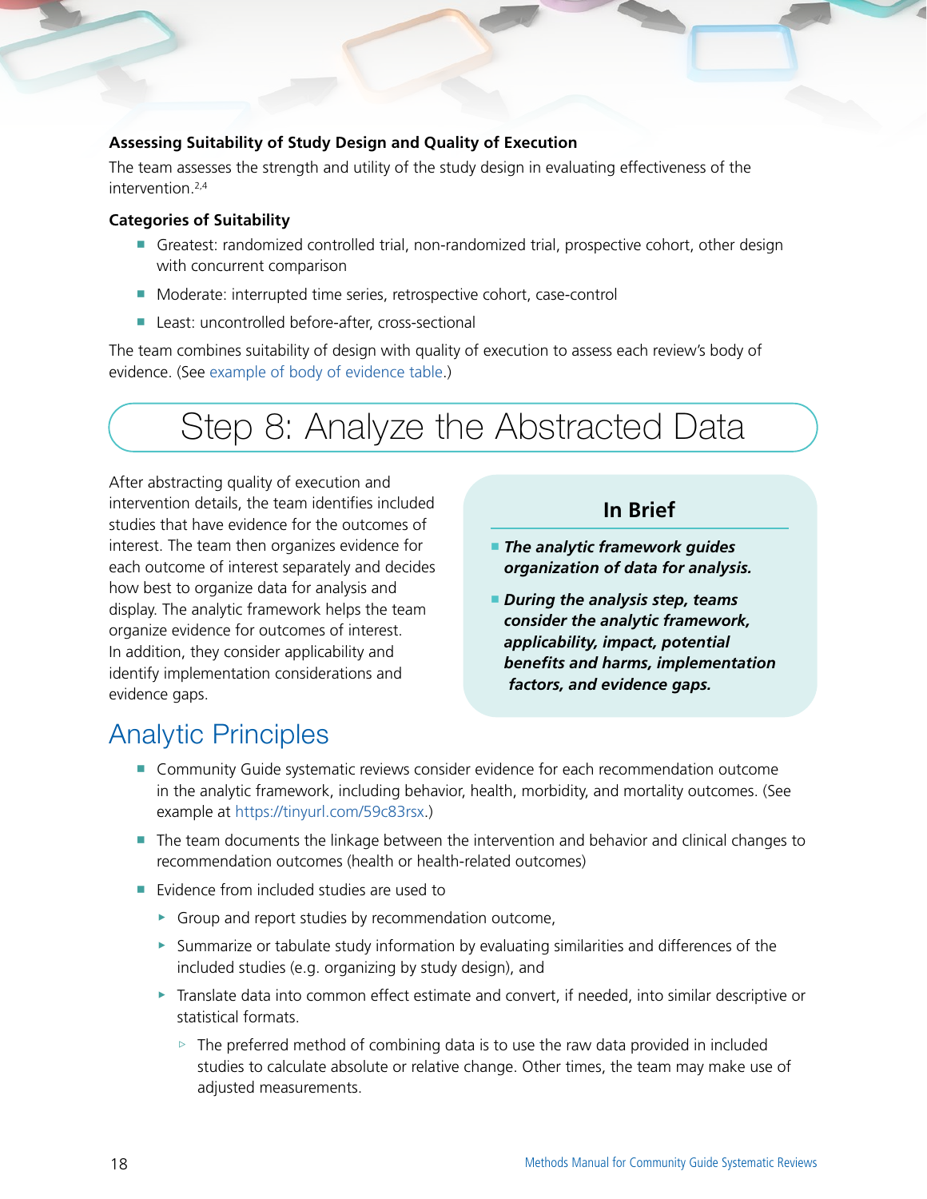### Assessing Suitability of Study Design and Quality of Execution

The team assesses the strength and utility of the study design in evaluating effectiveness of the intervention.[2,4]

#### Categories of Suitability

- Greatest: randomized controlled trial, non-randomized trial, prospective cohort, other design with concurrent comparison
- Moderate: interrupted time series, retrospective cohort, case-control
- Least: uncontrolled before-after, cross-sectional

The team combines suitability of design with quality of execution to assess each review's body of evidence. (See example of body of evidence table.)

# Step 8: Analyze the Abstracted Data

After abstracting quality of execution and intervention details, the team identifies included studies that have evidence for the outcomes of interest. The team then organizes evidence for each outcome of interest separately and decides how best to organize data for analysis and display. The analytic framework helps the team organize evidence for outcomes of interest. In addition, they consider applicability and identify implementation considerations and evidence gaps.

**In Brief**

- ***The analytic framework guides organization of data for analysis.***
- ***During the analysis step, teams consider the analytic framework, applicability, impact, potential benefits and harms, implementation factors, and evidence gaps.***

## Analytic Principles

- Community Guide systematic reviews consider evidence for each recommendation outcome in the analytic framework, including behavior, health, morbidity, and mortality outcomes. (See example at https://tinyurl.com/59c83rsx.)
- The team documents the linkage between the intervention and behavior and clinical changes to recommendation outcomes (health or health-related outcomes)
- Evidence from included studies are used to
  - Group and report studies by recommendation outcome,
  - Summarize or tabulate study information by evaluating similarities and differences of the included studies (e.g. organizing by study design), and
  - Translate data into common effect estimate and convert, if needed, into similar descriptive or statistical formats.
    - The preferred method of combining data is to use the raw data provided in included studies to calculate absolute or relative change. Other times, the team may make use of adjusted measurements.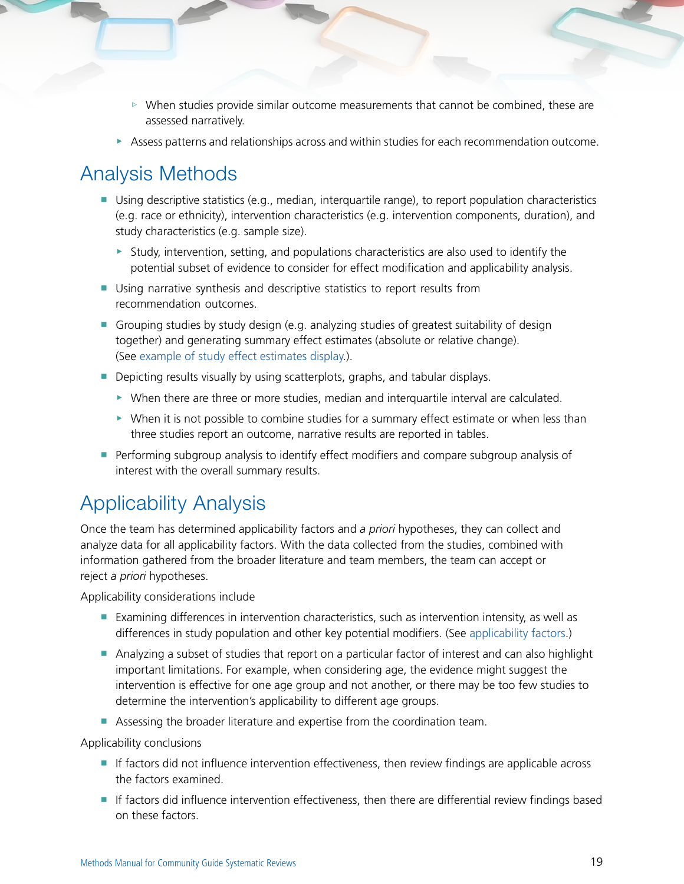- When studies provide similar outcome measurements that cannot be combined, these are assessed narratively.
  - Assess patterns and relationships across and within studies for each recommendation outcome.

## Analysis Methods

- Using descriptive statistics (e.g., median, interquartile range), to report population characteristics (e.g. race or ethnicity), intervention characteristics (e.g. intervention components, duration), and study characteristics (e.g. sample size).
  - Study, intervention, setting, and populations characteristics are also used to identify the potential subset of evidence to consider for effect modification and applicability analysis.
- Using narrative synthesis and descriptive statistics to report results from recommendation outcomes.
- Grouping studies by study design (e.g. analyzing studies of greatest suitability of design together) and generating summary effect estimates (absolute or relative change). (See example of study effect estimates display.).
- Depicting results visually by using scatterplots, graphs, and tabular displays.
  - When there are three or more studies, median and interquartile interval are calculated.
  - When it is not possible to combine studies for a summary effect estimate or when less than three studies report an outcome, narrative results are reported in tables.
- Performing subgroup analysis to identify effect modifiers and compare subgroup analysis of interest with the overall summary results.

## Applicability Analysis

Once the team has determined applicability factors and *a priori* hypotheses, they can collect and analyze data for all applicability factors. With the data collected from the studies, combined with information gathered from the broader literature and team members, the team can accept or reject *a priori* hypotheses.

Applicability considerations include

- Examining differences in intervention characteristics, such as intervention intensity, as well as differences in study population and other key potential modifiers. (See applicability factors.)
- Analyzing a subset of studies that report on a particular factor of interest and can also highlight important limitations. For example, when considering age, the evidence might suggest the intervention is effective for one age group and not another, or there may be too few studies to determine the intervention's applicability to different age groups.
- Assessing the broader literature and expertise from the coordination team.

Applicability conclusions

- If factors did not influence intervention effectiveness, then review findings are applicable across the factors examined.
- If factors did influence intervention effectiveness, then there are differential review findings based on these factors.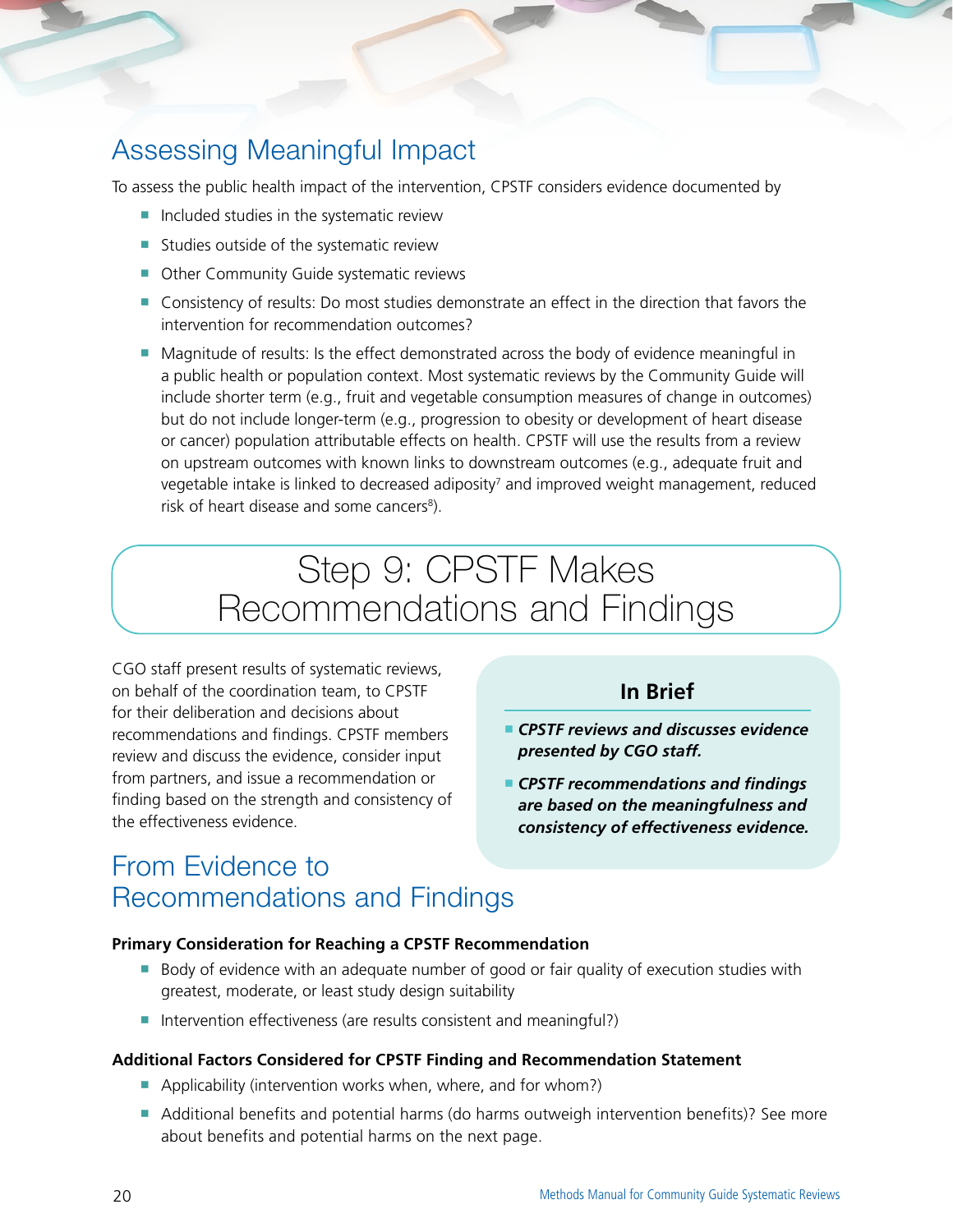## Assessing Meaningful Impact

To assess the public health impact of the intervention, CPSTF considers evidence documented by

- Included studies in the systematic review
- Studies outside of the systematic review
- Other Community Guide systematic reviews
- Consistency of results: Do most studies demonstrate an effect in the direction that favors the intervention for recommendation outcomes?
- Magnitude of results: Is the effect demonstrated across the body of evidence meaningful in a public health or population context. Most systematic reviews by the Community Guide will include shorter term (e.g., fruit and vegetable consumption measures of change in outcomes) but do not include longer-term (e.g., progression to obesity or development of heart disease or cancer) population attributable effects on health. CPSTF will use the results from a review on upstream outcomes with known links to downstream outcomes (e.g., adequate fruit and vegetable intake is linked to decreased adiposity[7] and improved weight management, reduced risk of heart disease and some cancers[8]).

# Step 9: CPSTF Makes Recommendations and Findings

CGO staff present results of systematic reviews, on behalf of the coordination team, to CPSTF for their deliberation and decisions about recommendations and findings. CPSTF members review and discuss the evidence, consider input from partners, and issue a recommendation or finding based on the strength and consistency of the effectiveness evidence.

**In Brief**

- ***CPSTF reviews and discusses evidence presented by CGO staff.***
- ***CPSTF recommendations and findings are based on the meaningfulness and consistency of effectiveness evidence.***

## From Evidence to Recommendations and Findings

**Primary Consideration for Reaching a CPSTF Recommendation**

- Body of evidence with an adequate number of good or fair quality of execution studies with greatest, moderate, or least study design suitability
- Intervention effectiveness (are results consistent and meaningful?)

**Additional Factors Considered for CPSTF Finding and Recommendation Statement**

- Applicability (intervention works when, where, and for whom?)
- Additional benefits and potential harms (do harms outweigh intervention benefits)? See more about benefits and potential harms on the next page.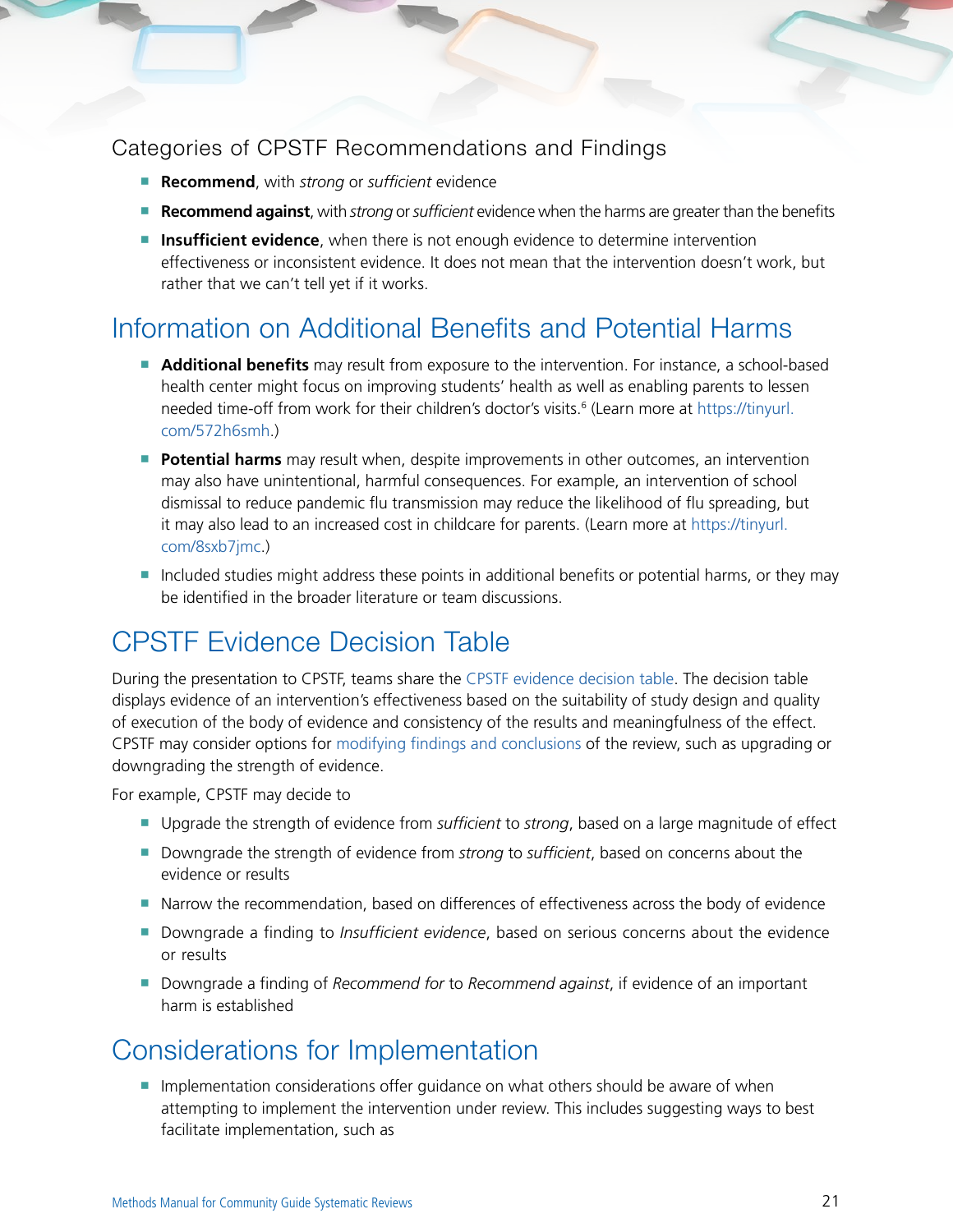### Categories of CPSTF Recommendations and Findings

- **Recommend**, with *strong* or *sufficient* evidence
- **Recommend against**, with *strong* or *sufficient* evidence when the harms are greater than the benefits
- **Insufficient evidence**, when there is not enough evidence to determine intervention effectiveness or inconsistent evidence. It does not mean that the intervention doesn't work, but rather that we can't tell yet if it works.

## Information on Additional Benefits and Potential Harms

- **Additional benefits** may result from exposure to the intervention. For instance, a school-based health center might focus on improving students' health as well as enabling parents to lessen needed time-off from work for their children's doctor's visits.[6] (Learn more at https://tinyurl.com/572h6smh.)
- **Potential harms** may result when, despite improvements in other outcomes, an intervention may also have unintentional, harmful consequences. For example, an intervention of school dismissal to reduce pandemic flu transmission may reduce the likelihood of flu spreading, but it may also lead to an increased cost in childcare for parents. (Learn more at https://tinyurl.com/8sxb7jmc.)
- Included studies might address these points in additional benefits or potential harms, or they may be identified in the broader literature or team discussions.

## CPSTF Evidence Decision Table

During the presentation to CPSTF, teams share the CPSTF evidence decision table. The decision table displays evidence of an intervention's effectiveness based on the suitability of study design and quality of execution of the body of evidence and consistency of the results and meaningfulness of the effect. CPSTF may consider options for modifying findings and conclusions of the review, such as upgrading or downgrading the strength of evidence.

For example, CPSTF may decide to

- Upgrade the strength of evidence from *sufficient* to *strong*, based on a large magnitude of effect
- Downgrade the strength of evidence from *strong* to *sufficient*, based on concerns about the evidence or results
- Narrow the recommendation, based on differences of effectiveness across the body of evidence
- Downgrade a finding to *Insufficient evidence*, based on serious concerns about the evidence or results
- Downgrade a finding of *Recommend for* to *Recommend against*, if evidence of an important harm is established

## Considerations for Implementation

- Implementation considerations offer guidance on what others should be aware of when attempting to implement the intervention under review. This includes suggesting ways to best facilitate implementation, such as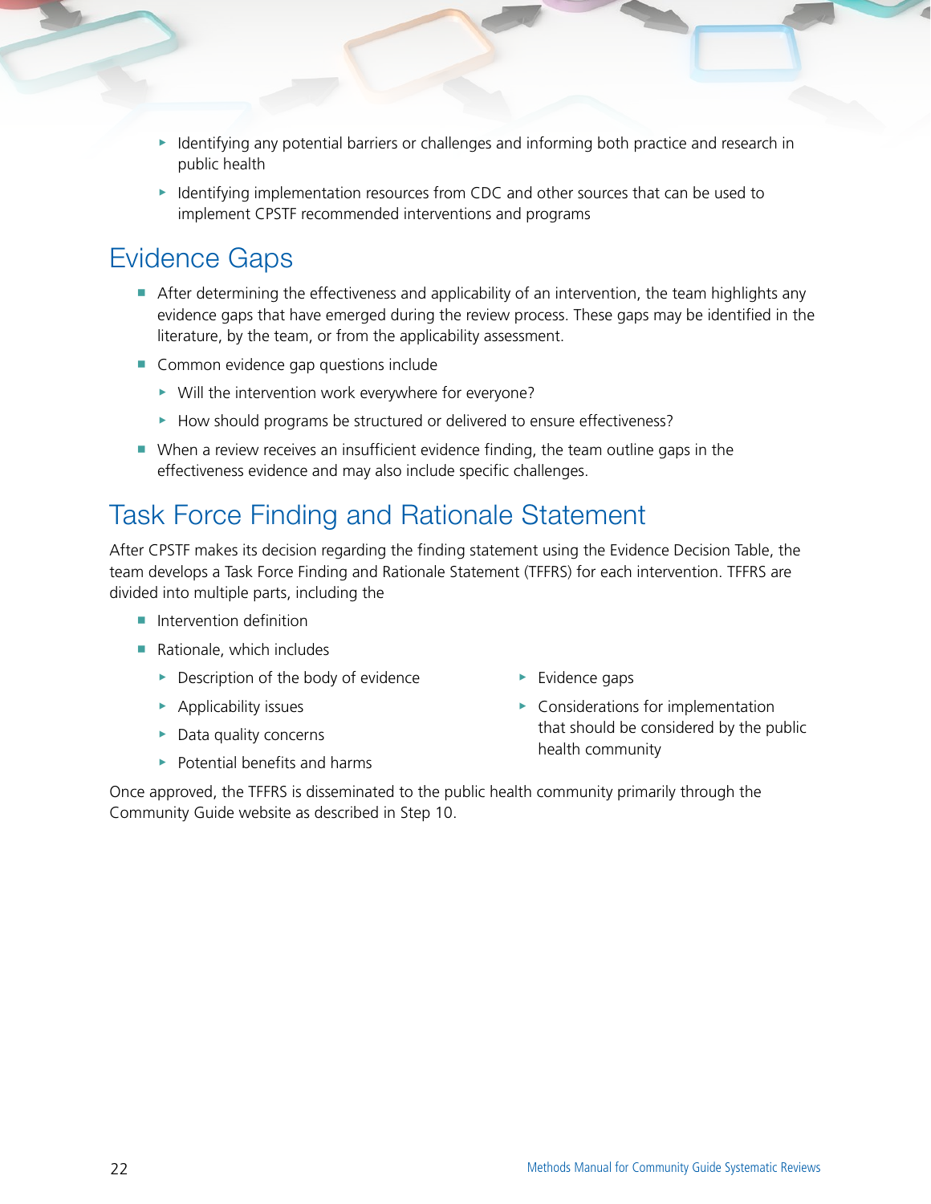- Identifying any potential barriers or challenges and informing both practice and research in public health
  - Identifying implementation resources from CDC and other sources that can be used to implement CPSTF recommended interventions and programs

## Evidence Gaps

- After determining the effectiveness and applicability of an intervention, the team highlights any evidence gaps that have emerged during the review process. These gaps may be identified in the literature, by the team, or from the applicability assessment.
- Common evidence gap questions include
  - Will the intervention work everywhere for everyone?
  - How should programs be structured or delivered to ensure effectiveness?
- When a review receives an insufficient evidence finding, the team outline gaps in the effectiveness evidence and may also include specific challenges.

## Task Force Finding and Rationale Statement

After CPSTF makes its decision regarding the finding statement using the Evidence Decision Table, the team develops a Task Force Finding and Rationale Statement (TFFRS) for each intervention. TFFRS are divided into multiple parts, including the

- Intervention definition
- Rationale, which includes
  - Description of the body of evidence
  - Applicability issues
  - Data quality concerns
  - Potential benefits and harms
  - Evidence gaps
  - Considerations for implementation that should be considered by the public health community

Once approved, the TFFRS is disseminated to the public health community primarily through the Community Guide website as described in Step 10.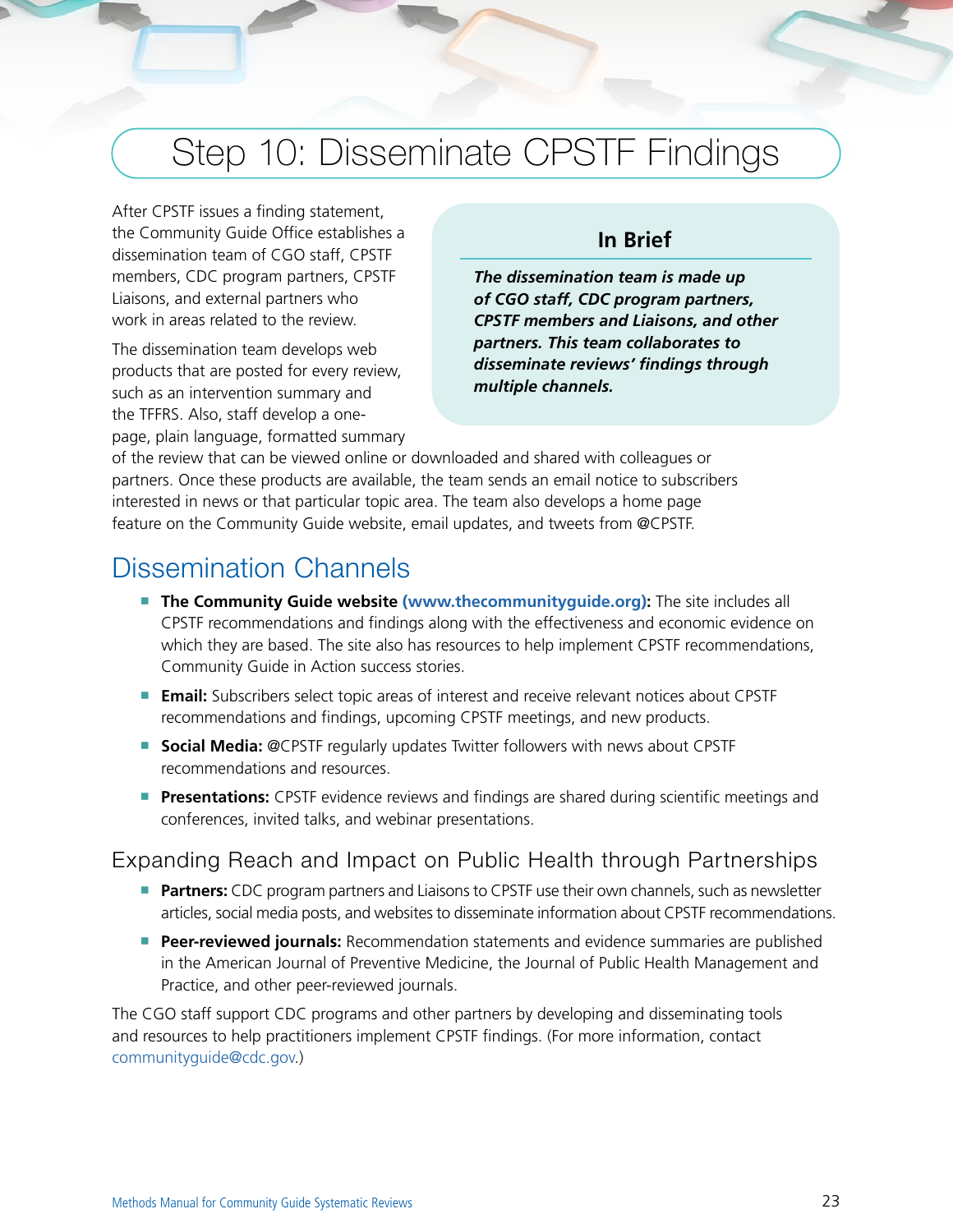# Step 10: Disseminate CPSTF Findings

After CPSTF issues a finding statement, the Community Guide Office establishes a dissemination team of CGO staff, CPSTF members, CDC program partners, CPSTF Liaisons, and external partners who work in areas related to the review.

The dissemination team develops web products that are posted for every review, such as an intervention summary and the TFFRS. Also, staff develop a one-page, plain language, formatted summary of the review that can be viewed online or downloaded and shared with colleagues or partners. Once these products are available, the team sends an email notice to subscribers interested in news or that particular topic area. The team also develops a home page feature on the Community Guide website, email updates, and tweets from @CPSTF.

> **In Brief**
>
> ***The dissemination team is made up of CGO staff, CDC program partners, CPSTF members and Liaisons, and other partners. This team collaborates to disseminate reviews' findings through multiple channels.***

## Dissemination Channels

- **The Community Guide website (www.thecommunityguide.org):** The site includes all CPSTF recommendations and findings along with the effectiveness and economic evidence on which they are based. The site also has resources to help implement CPSTF recommendations, Community Guide in Action success stories.
- **Email:** Subscribers select topic areas of interest and receive relevant notices about CPSTF recommendations and findings, upcoming CPSTF meetings, and new products.
- **Social Media:** @CPSTF regularly updates Twitter followers with news about CPSTF recommendations and resources.
- **Presentations:** CPSTF evidence reviews and findings are shared during scientific meetings and conferences, invited talks, and webinar presentations.

### Expanding Reach and Impact on Public Health through Partnerships

- **Partners:** CDC program partners and Liaisons to CPSTF use their own channels, such as newsletter articles, social media posts, and websites to disseminate information about CPSTF recommendations.
- **Peer-reviewed journals:** Recommendation statements and evidence summaries are published in the American Journal of Preventive Medicine, the Journal of Public Health Management and Practice, and other peer-reviewed journals.

The CGO staff support CDC programs and other partners by developing and disseminating tools and resources to help practitioners implement CPSTF findings. (For more information, contact communityguide@cdc.gov.)